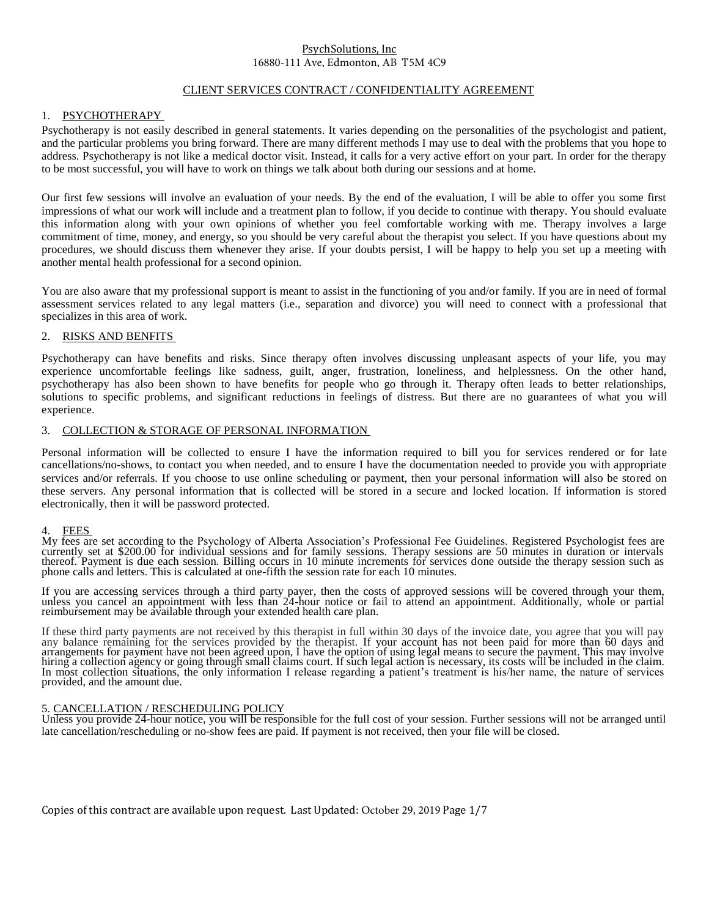PsychSolutions, Inc
16880-111 Ave, Edmonton, AB T5M 4C9

# CLIENT SERVICES CONTRACT / CONFIDENTIALITY AGREEMENT

## 1. PSYCHOTHERAPY

Psychotherapy is not easily described in general statements. It varies depending on the personalities of the psychologist and patient, and the particular problems you bring forward. There are many different methods I may use to deal with the problems that you hope to address. Psychotherapy is not like a medical doctor visit. Instead, it calls for a very active effort on your part. In order for the therapy to be most successful, you will have to work on things we talk about both during our sessions and at home.

Our first few sessions will involve an evaluation of your needs. By the end of the evaluation, I will be able to offer you some first impressions of what our work will include and a treatment plan to follow, if you decide to continue with therapy. You should evaluate this information along with your own opinions of whether you feel comfortable working with me. Therapy involves a large commitment of time, money, and energy, so you should be very careful about the therapist you select. If you have questions about my procedures, we should discuss them whenever they arise. If your doubts persist, I will be happy to help you set up a meeting with another mental health professional for a second opinion.

You are also aware that my professional support is meant to assist in the functioning of you and/or family. If you are in need of formal assessment services related to any legal matters (i.e., separation and divorce) you will need to connect with a professional that specializes in this area of work.

## 2. RISKS AND BENFITS

Psychotherapy can have benefits and risks. Since therapy often involves discussing unpleasant aspects of your life, you may experience uncomfortable feelings like sadness, guilt, anger, frustration, loneliness, and helplessness. On the other hand, psychotherapy has also been shown to have benefits for people who go through it. Therapy often leads to better relationships, solutions to specific problems, and significant reductions in feelings of distress. But there are no guarantees of what you will experience.

## 3. COLLECTION & STORAGE OF PERSONAL INFORMATION

Personal information will be collected to ensure I have the information required to bill you for services rendered or for late cancellations/no-shows, to contact you when needed, and to ensure I have the documentation needed to provide you with appropriate services and/or referrals. If you choose to use online scheduling or payment, then your personal information will also be stored on these servers. Any personal information that is collected will be stored in a secure and locked location. If information is stored electronically, then it will be password protected.

## 4. FEES

My fees are set according to the Psychology of Alberta Association's Professional Fee Guidelines. Registered Psychologist fees are currently set at $200.00 for individual sessions and for family sessions. Therapy sessions are 50 minutes in duration or intervals thereof. Payment is due each session. Billing occurs in 10 minute increments for services done outside the therapy session such as phone calls and letters. This is calculated at one-fifth the session rate for each 10 minutes.

If you are accessing services through a third party payer, then the costs of approved sessions will be covered through your them, unless you cancel an appointment with less than 24-hour notice or fail to attend an appointment. Additionally, whole or partial reimbursement may be available through your extended health care plan.

If these third party payments are not received by this therapist in full within 30 days of the invoice date, you agree that you will pay any balance remaining for the services provided by the therapist. If your account has not been paid for more than 60 days and arrangements for payment have not been agreed upon, I have the option of using legal means to secure the payment. This may involve hiring a collection agency or going through small claims court. If such legal action is necessary, its costs will be included in the claim. In most collection situations, the only information I release regarding a patient's treatment is his/her name, the nature of services provided, and the amount due.

## 5. CANCELLATION / RESCHEDULING POLICY

Unless you provide 24-hour notice, you will be responsible for the full cost of your session. Further sessions will not be arranged until late cancellation/rescheduling or no-show fees are paid. If payment is not received, then your file will be closed.

Copies of this contract are available upon request. Last Updated: October 29, 2019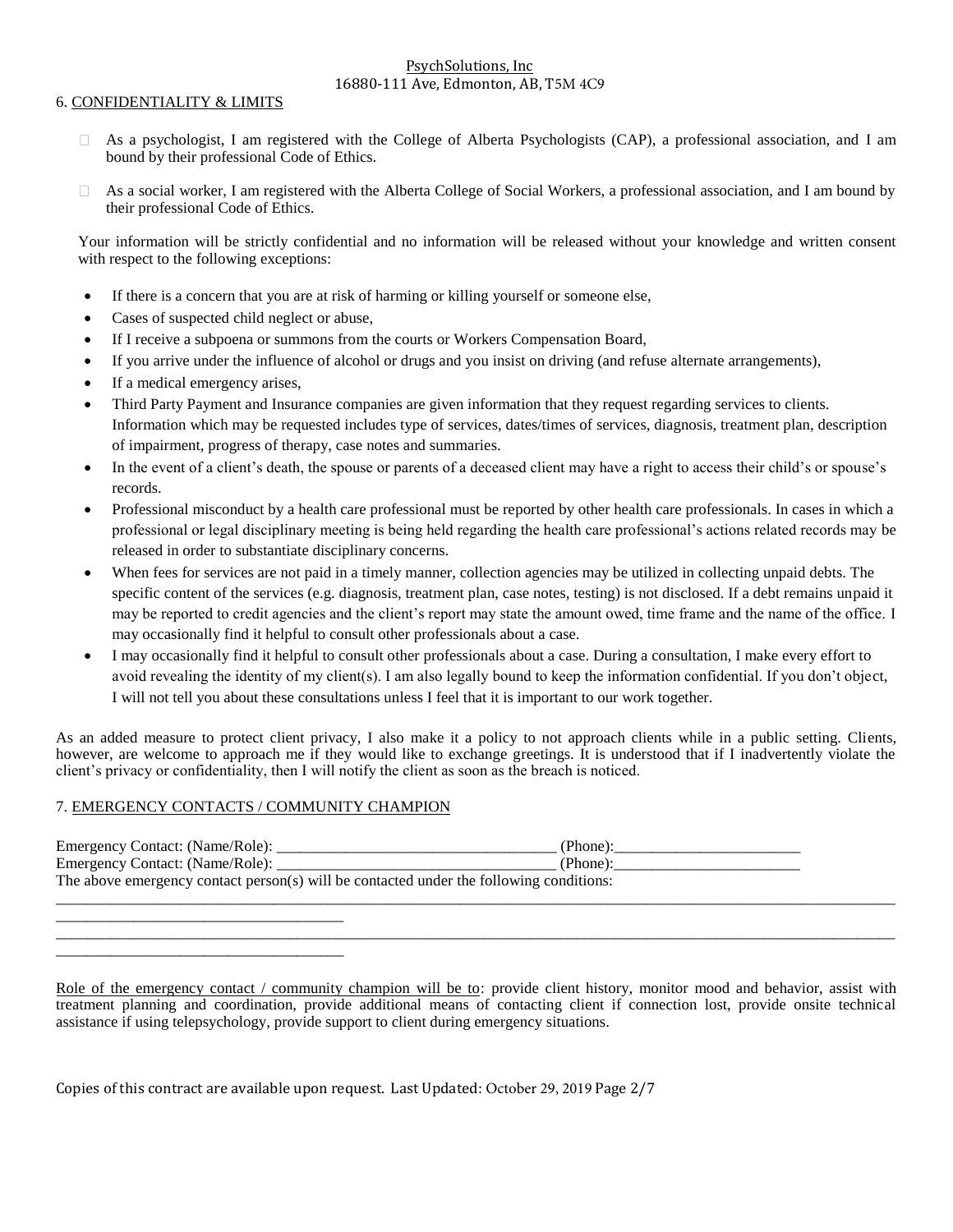## 6. CONFIDENTIALITY & LIMITS

- ☐ As a psychologist, I am registered with the College of Alberta Psychologists (CAP), a professional association, and I am bound by their professional Code of Ethics.
- ☐ As a social worker, I am registered with the Alberta College of Social Workers, a professional association, and I am bound by their professional Code of Ethics.

Your information will be strictly confidential and no information will be released without your knowledge and written consent with respect to the following exceptions:

- If there is a concern that you are at risk of harming or killing yourself or someone else,
- Cases of suspected child neglect or abuse,
- If I receive a subpoena or summons from the courts or Workers Compensation Board,
- If you arrive under the influence of alcohol or drugs and you insist on driving (and refuse alternate arrangements),
- If a medical emergency arises,
- Third Party Payment and Insurance companies are given information that they request regarding services to clients. Information which may be requested includes type of services, dates/times of services, diagnosis, treatment plan, description of impairment, progress of therapy, case notes and summaries.
- In the event of a client's death, the spouse or parents of a deceased client may have a right to access their child's or spouse's records.
- Professional misconduct by a health care professional must be reported by other health care professionals. In cases in which a professional or legal disciplinary meeting is being held regarding the health care professional's actions related records may be released in order to substantiate disciplinary concerns.
- When fees for services are not paid in a timely manner, collection agencies may be utilized in collecting unpaid debts. The specific content of the services (e.g. diagnosis, treatment plan, case notes, testing) is not disclosed. If a debt remains unpaid it may be reported to credit agencies and the client's report may state the amount owed, time frame and the name of the office. I may occasionally find it helpful to consult other professionals about a case.
- I may occasionally find it helpful to consult other professionals about a case. During a consultation, I make every effort to avoid revealing the identity of my client(s). I am also legally bound to keep the information confidential. If you don't object, I will not tell you about these consultations unless I feel that it is important to our work together.

As an added measure to protect client privacy, I also make it a policy to not approach clients while in a public setting. Clients, however, are welcome to approach me if they would like to exchange greetings. It is understood that if I inadvertently violate the client's privacy or confidentiality, then I will notify the client as soon as the breach is noticed.

## 7. EMERGENCY CONTACTS / COMMUNITY CHAMPION

Emergency Contact: (Name/Role): ___________________________________ (Phone):_______________________

Emergency Contact: (Name/Role): ___________________________________ (Phone):_______________________

The above emergency contact person(s) will be contacted under the following conditions:

_____________________________________________________________________________________________________

___________________________________

_____________________________________________________________________________________________________

___________________________________

Role of the emergency contact / community champion will be to: provide client history, monitor mood and behavior, assist with treatment planning and coordination, provide additional means of contacting client if connection lost, provide onsite technical assistance if using telepsychology, provide support to client during emergency situations.

Copies of this contract are available upon request. Last Updated: October 29, 2019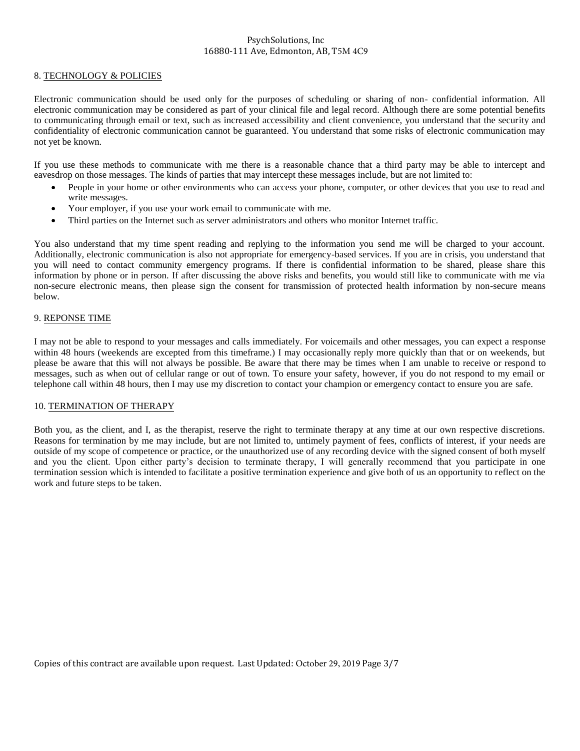## 8. TECHNOLOGY & POLICIES

Electronic communication should be used only for the purposes of scheduling or sharing of non- confidential information. All electronic communication may be considered as part of your clinical file and legal record. Although there are some potential benefits to communicating through email or text, such as increased accessibility and client convenience, you understand that the security and confidentiality of electronic communication cannot be guaranteed. You understand that some risks of electronic communication may not yet be known.

If you use these methods to communicate with me there is a reasonable chance that a third party may be able to intercept and eavesdrop on those messages. The kinds of parties that may intercept these messages include, but are not limited to:

- People in your home or other environments who can access your phone, computer, or other devices that you use to read and write messages.
- Your employer, if you use your work email to communicate with me.
- Third parties on the Internet such as server administrators and others who monitor Internet traffic.

You also understand that my time spent reading and replying to the information you send me will be charged to your account. Additionally, electronic communication is also not appropriate for emergency-based services. If you are in crisis, you understand that you will need to contact community emergency programs. If there is confidential information to be shared, please share this information by phone or in person. If after discussing the above risks and benefits, you would still like to communicate with me via non-secure electronic means, then please sign the consent for transmission of protected health information by non-secure means below.

## 9. REPONSE TIME

I may not be able to respond to your messages and calls immediately. For voicemails and other messages, you can expect a response within 48 hours (weekends are excepted from this timeframe.) I may occasionally reply more quickly than that or on weekends, but please be aware that this will not always be possible. Be aware that there may be times when I am unable to receive or respond to messages, such as when out of cellular range or out of town. To ensure your safety, however, if you do not respond to my email or telephone call within 48 hours, then I may use my discretion to contact your champion or emergency contact to ensure you are safe.

## 10. TERMINATION OF THERAPY

Both you, as the client, and I, as the therapist, reserve the right to terminate therapy at any time at our own respective discretions. Reasons for termination by me may include, but are not limited to, untimely payment of fees, conflicts of interest, if your needs are outside of my scope of competence or practice, or the unauthorized use of any recording device with the signed consent of both myself and you the client. Upon either party's decision to terminate therapy, I will generally recommend that you participate in one termination session which is intended to facilitate a positive termination experience and give both of us an opportunity to reflect on the work and future steps to be taken.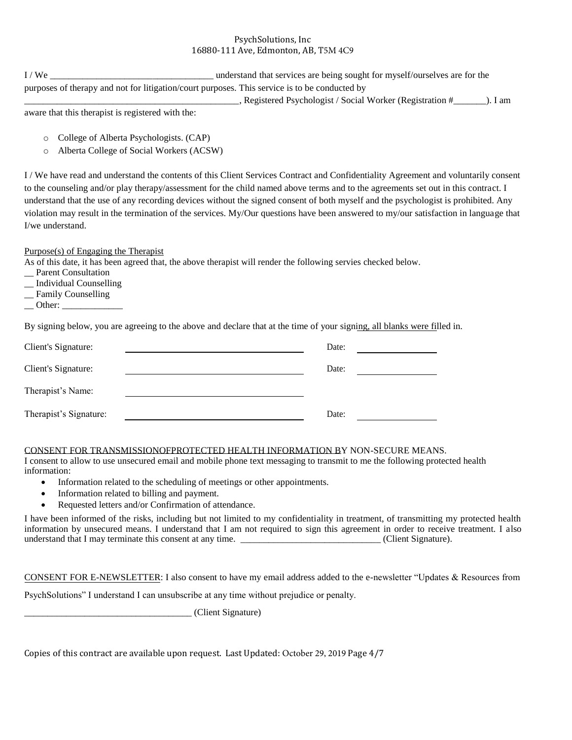PsychSolutions, Inc
16880-111 Ave, Edmonton, AB, T5M 4C9

I / We ___________________________________ understand that services are being sought for myself/ourselves are for the purposes of therapy and not for litigation/court purposes. This service is to be conducted by ______________________________________________, Registered Psychologist / Social Worker (Registration #_______). I am aware that this therapist is registered with the:

- College of Alberta Psychologists. (CAP)
- Alberta College of Social Workers (ACSW)

I / We have read and understand the contents of this Client Services Contract and Confidentiality Agreement and voluntarily consent to the counseling and/or play therapy/assessment for the child named above terms and to the agreements set out in this contract. I understand that the use of any recording devices without the signed consent of both myself and the psychologist is prohibited. Any violation may result in the termination of the services. My/Our questions have been answered to my/our satisfaction in language that I/we understand.

Purpose(s) of Engaging the Therapist

As of this date, it has been agreed that, the above therapist will render the following servies checked below.

__ Parent Consultation
__ Individual Counselling
__ Family Counselling
__ Other: _____________

By signing below, you are agreeing to the above and declare that at the time of your signing, all blanks were filled in.

| | | | |
|---|---|---|---|
| Client's Signature: | ____________________ | Date: | __________ |
| Client's Signature: | ____________________ | Date: | __________ |
| Therapist's Name: | ____________________ | | |
| Therapist's Signature: | ____________________ | Date: | __________ |

CONSENT FOR TRANSMISSIONOFPROTECTED HEALTH INFORMATION BY NON-SECURE MEANS.

I consent to allow to use unsecured email and mobile phone text messaging to transmit to me the following protected health information:

- Information related to the scheduling of meetings or other appointments.
- Information related to billing and payment.
- Requested letters and/or Confirmation of attendance.

I have been informed of the risks, including but not limited to my confidentiality in treatment, of transmitting my protected health information by unsecured means. I understand that I am not required to sign this agreement in order to receive treatment. I also understand that I may terminate this consent at any time. ______________________________ (Client Signature).

CONSENT FOR E-NEWSLETTER: I also consent to have my email address added to the e-newsletter "Updates & Resources from PsychSolutions" I understand I can unsubscribe at any time without prejudice or penalty.

____________________________________ (Client Signature)

Copies of this contract are available upon request. Last Updated: October 29, 2019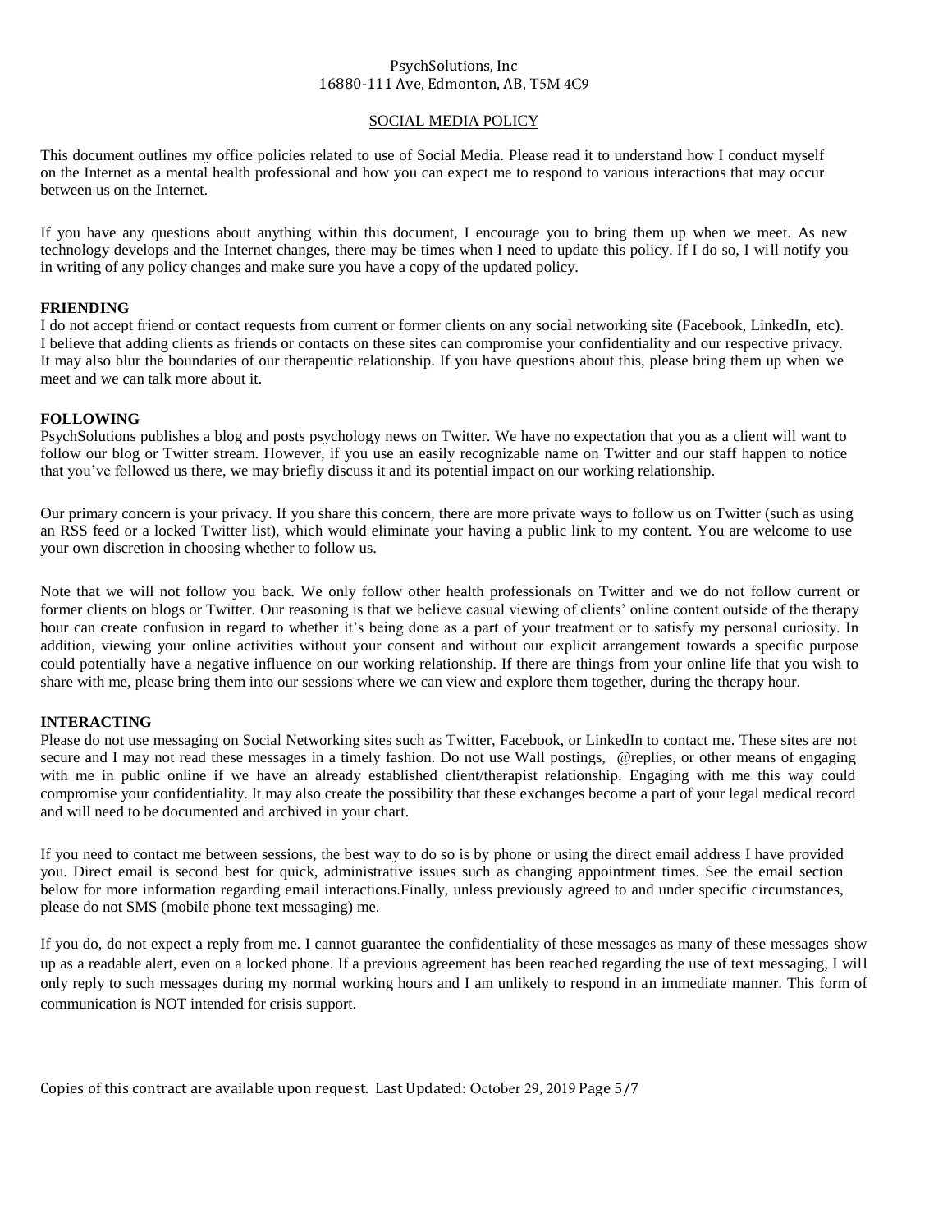PsychSolutions, Inc
16880-111 Ave, Edmonton, AB, T5M 4C9

# SOCIAL MEDIA POLICY

This document outlines my office policies related to use of Social Media. Please read it to understand how I conduct myself on the Internet as a mental health professional and how you can expect me to respond to various interactions that may occur between us on the Internet.

If you have any questions about anything within this document, I encourage you to bring them up when we meet. As new technology develops and the Internet changes, there may be times when I need to update this policy. If I do so, I will notify you in writing of any policy changes and make sure you have a copy of the updated policy.

## FRIENDING

I do not accept friend or contact requests from current or former clients on any social networking site (Facebook, LinkedIn, etc). I believe that adding clients as friends or contacts on these sites can compromise your confidentiality and our respective privacy. It may also blur the boundaries of our therapeutic relationship. If you have questions about this, please bring them up when we meet and we can talk more about it.

## FOLLOWING

PsychSolutions publishes a blog and posts psychology news on Twitter. We have no expectation that you as a client will want to follow our blog or Twitter stream. However, if you use an easily recognizable name on Twitter and our staff happen to notice that you've followed us there, we may briefly discuss it and its potential impact on our working relationship.

Our primary concern is your privacy. If you share this concern, there are more private ways to follow us on Twitter (such as using an RSS feed or a locked Twitter list), which would eliminate your having a public link to my content. You are welcome to use your own discretion in choosing whether to follow us.

Note that we will not follow you back. We only follow other health professionals on Twitter and we do not follow current or former clients on blogs or Twitter. Our reasoning is that we believe casual viewing of clients' online content outside of the therapy hour can create confusion in regard to whether it's being done as a part of your treatment or to satisfy my personal curiosity. In addition, viewing your online activities without your consent and without our explicit arrangement towards a specific purpose could potentially have a negative influence on our working relationship. If there are things from your online life that you wish to share with me, please bring them into our sessions where we can view and explore them together, during the therapy hour.

## INTERACTING

Please do not use messaging on Social Networking sites such as Twitter, Facebook, or LinkedIn to contact me. These sites are not secure and I may not read these messages in a timely fashion. Do not use Wall postings, @replies, or other means of engaging with me in public online if we have an already established client/therapist relationship. Engaging with me this way could compromise your confidentiality. It may also create the possibility that these exchanges become a part of your legal medical record and will need to be documented and archived in your chart.

If you need to contact me between sessions, the best way to do so is by phone or using the direct email address I have provided you. Direct email is second best for quick, administrative issues such as changing appointment times. See the email section below for more information regarding email interactions.Finally, unless previously agreed to and under specific circumstances, please do not SMS (mobile phone text messaging) me.

If you do, do not expect a reply from me. I cannot guarantee the confidentiality of these messages as many of these messages show up as a readable alert, even on a locked phone. If a previous agreement has been reached regarding the use of text messaging, I will only reply to such messages during my normal working hours and I am unlikely to respond in an immediate manner. This form of communication is NOT intended for crisis support.

Copies of this contract are available upon request. Last Updated: October 29, 2019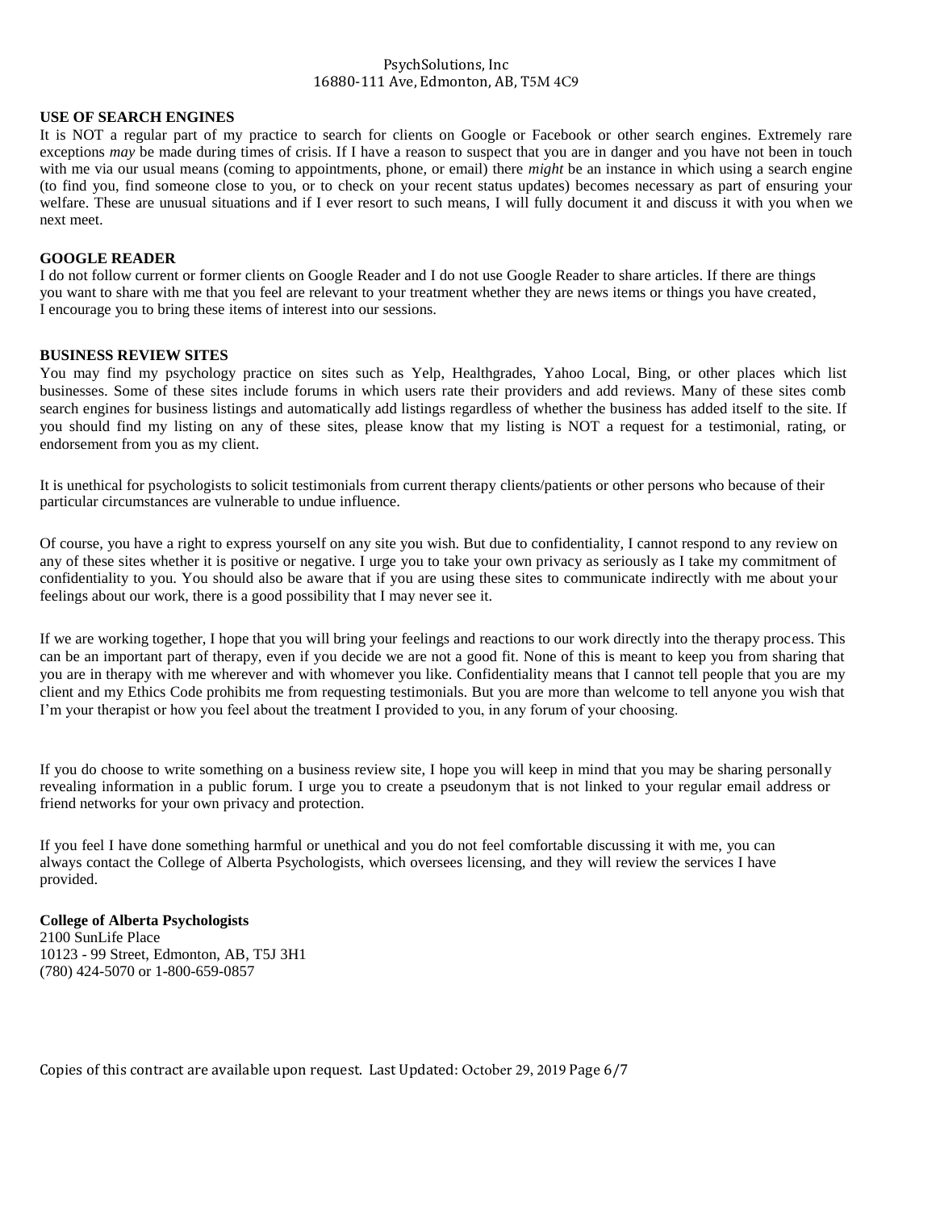## USE OF SEARCH ENGINES

It is NOT a regular part of my practice to search for clients on Google or Facebook or other search engines. Extremely rare exceptions *may* be made during times of crisis. If I have a reason to suspect that you are in danger and you have not been in touch with me via our usual means (coming to appointments, phone, or email) there *might* be an instance in which using a search engine (to find you, find someone close to you, or to check on your recent status updates) becomes necessary as part of ensuring your welfare. These are unusual situations and if I ever resort to such means, I will fully document it and discuss it with you when we next meet.

## GOOGLE READER

I do not follow current or former clients on Google Reader and I do not use Google Reader to share articles. If there are things you want to share with me that you feel are relevant to your treatment whether they are news items or things you have created, I encourage you to bring these items of interest into our sessions.

## BUSINESS REVIEW SITES

You may find my psychology practice on sites such as Yelp, Healthgrades, Yahoo Local, Bing, or other places which list businesses. Some of these sites include forums in which users rate their providers and add reviews. Many of these sites comb search engines for business listings and automatically add listings regardless of whether the business has added itself to the site. If you should find my listing on any of these sites, please know that my listing is NOT a request for a testimonial, rating, or endorsement from you as my client.

It is unethical for psychologists to solicit testimonials from current therapy clients/patients or other persons who because of their particular circumstances are vulnerable to undue influence.

Of course, you have a right to express yourself on any site you wish. But due to confidentiality, I cannot respond to any review on any of these sites whether it is positive or negative. I urge you to take your own privacy as seriously as I take my commitment of confidentiality to you. You should also be aware that if you are using these sites to communicate indirectly with me about your feelings about our work, there is a good possibility that I may never see it.

If we are working together, I hope that you will bring your feelings and reactions to our work directly into the therapy process. This can be an important part of therapy, even if you decide we are not a good fit. None of this is meant to keep you from sharing that you are in therapy with me wherever and with whomever you like. Confidentiality means that I cannot tell people that you are my client and my Ethics Code prohibits me from requesting testimonials. But you are more than welcome to tell anyone you wish that I'm your therapist or how you feel about the treatment I provided to you, in any forum of your choosing.

If you do choose to write something on a business review site, I hope you will keep in mind that you may be sharing personally revealing information in a public forum. I urge you to create a pseudonym that is not linked to your regular email address or friend networks for your own privacy and protection.

If you feel I have done something harmful or unethical and you do not feel comfortable discussing it with me, you can always contact the College of Alberta Psychologists, which oversees licensing, and they will review the services I have provided.

**College of Alberta Psychologists**
2100 SunLife Place
10123 - 99 Street, Edmonton, AB, T5J 3H1
(780) 424-5070 or 1-800-659-0857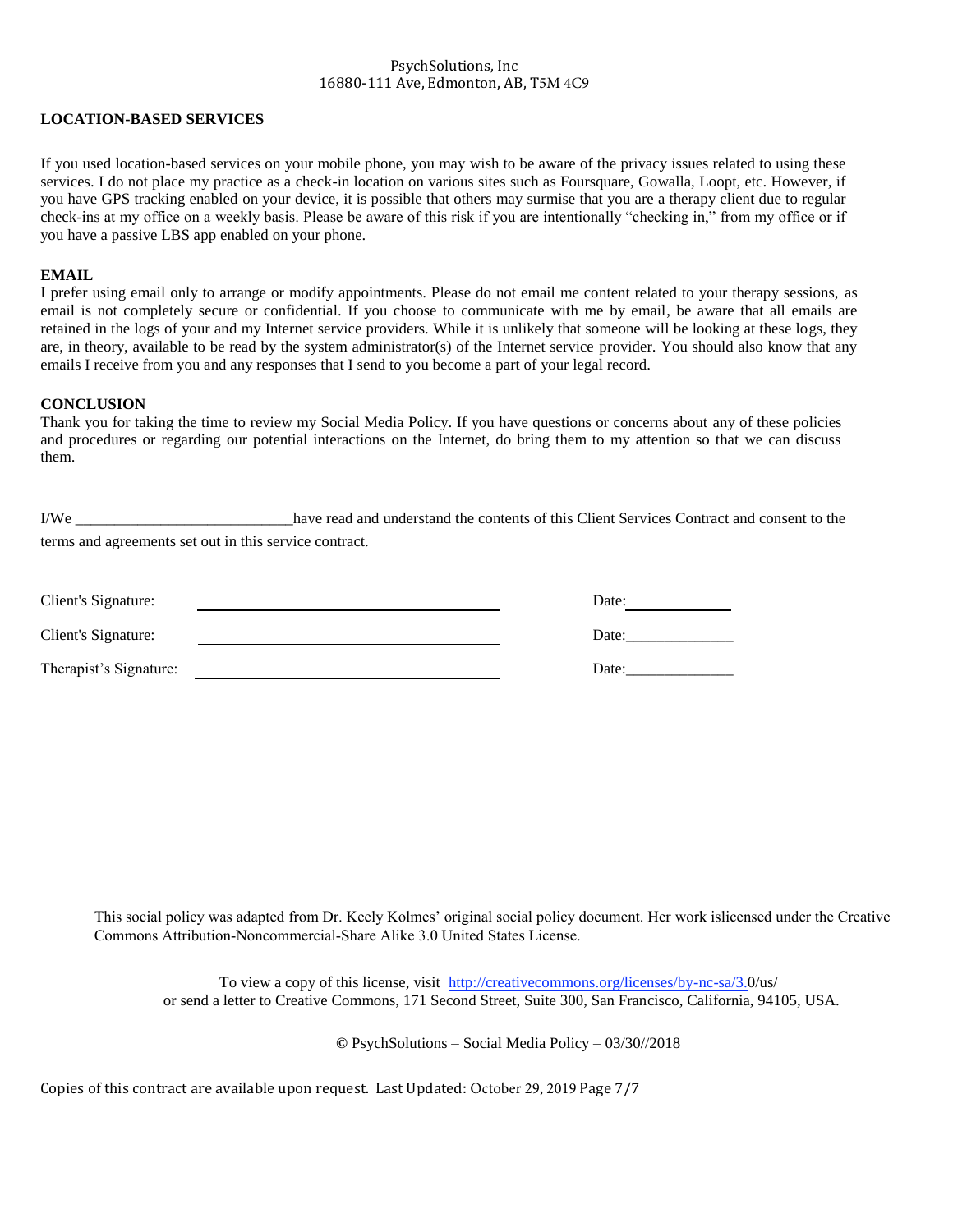PsychSolutions, Inc
16880-111 Ave, Edmonton, AB, T5M 4C9

## LOCATION-BASED SERVICES

If you used location-based services on your mobile phone, you may wish to be aware of the privacy issues related to using these services. I do not place my practice as a check-in location on various sites such as Foursquare, Gowalla, Loopt, etc. However, if you have GPS tracking enabled on your device, it is possible that others may surmise that you are a therapy client due to regular check-ins at my office on a weekly basis. Please be aware of this risk if you are intentionally "checking in," from my office or if you have a passive LBS app enabled on your phone.

## EMAIL

I prefer using email only to arrange or modify appointments. Please do not email me content related to your therapy sessions, as email is not completely secure or confidential. If you choose to communicate with me by email, be aware that all emails are retained in the logs of your and my Internet service providers. While it is unlikely that someone will be looking at these logs, they are, in theory, available to be read by the system administrator(s) of the Internet service provider. You should also know that any emails I receive from you and any responses that I send to you become a part of your legal record.

## CONCLUSION

Thank you for taking the time to review my Social Media Policy. If you have questions or concerns about any of these policies and procedures or regarding our potential interactions on the Internet, do bring them to my attention so that we can discuss them.

I/We ____________________________have read and understand the contents of this Client Services Contract and consent to the terms and agreements set out in this service contract.

Client's Signature: ________________________________________ Date:______________

Client's Signature: ________________________________________ Date:______________

Therapist's Signature: ________________________________________ Date:______________

This social policy was adapted from Dr. Keely Kolmes' original social policy document. Her work islicensed under the Creative Commons Attribution-Noncommercial-Share Alike 3.0 United States License.

To view a copy of this license, visit http://creativecommons.org/licenses/by-nc-sa/3.0/us/ or send a letter to Creative Commons, 171 Second Street, Suite 300, San Francisco, California, 94105, USA.

© PsychSolutions – Social Media Policy – 03/30//2018

Copies of this contract are available upon request. Last Updated: October 29, 2019